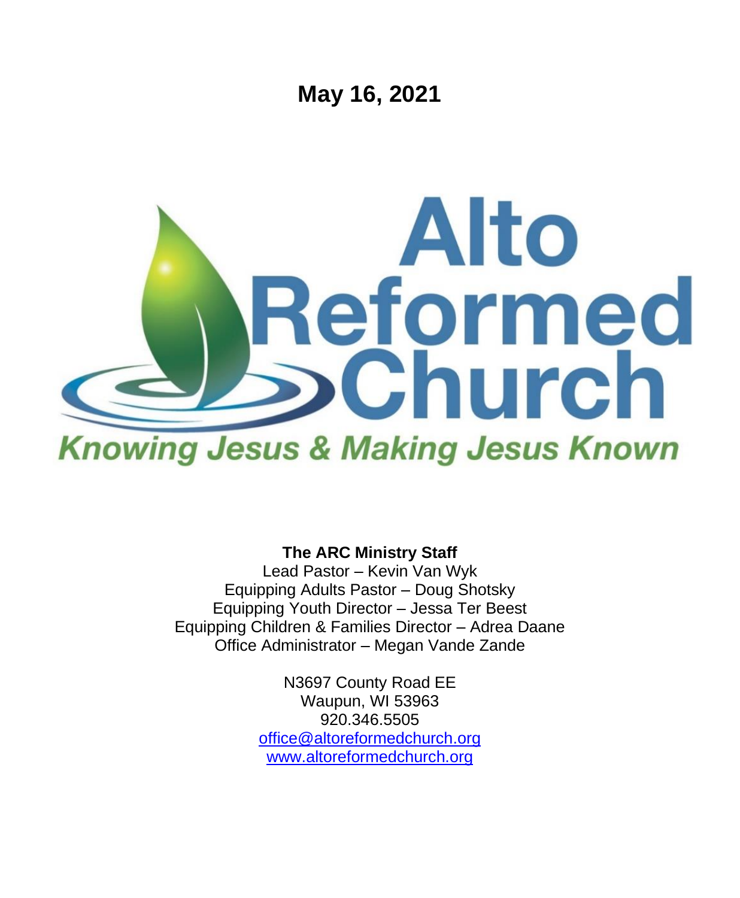# May 16, 2021

# Alto Reformed Church

*Knowing Jesus & Making Jesus Known*

**The ARC Ministry Staff**

Lead Pastor – Kevin Van Wyk
Equipping Adults Pastor – Doug Shotsky
Equipping Youth Director – Jessa Ter Beest
Equipping Children & Families Director – Adrea Daane
Office Administrator – Megan Vande Zande

N3697 County Road EE
Waupun, WI 53963
920.346.5505
office@altoreformedchurch.org
www.altoreformedchurch.org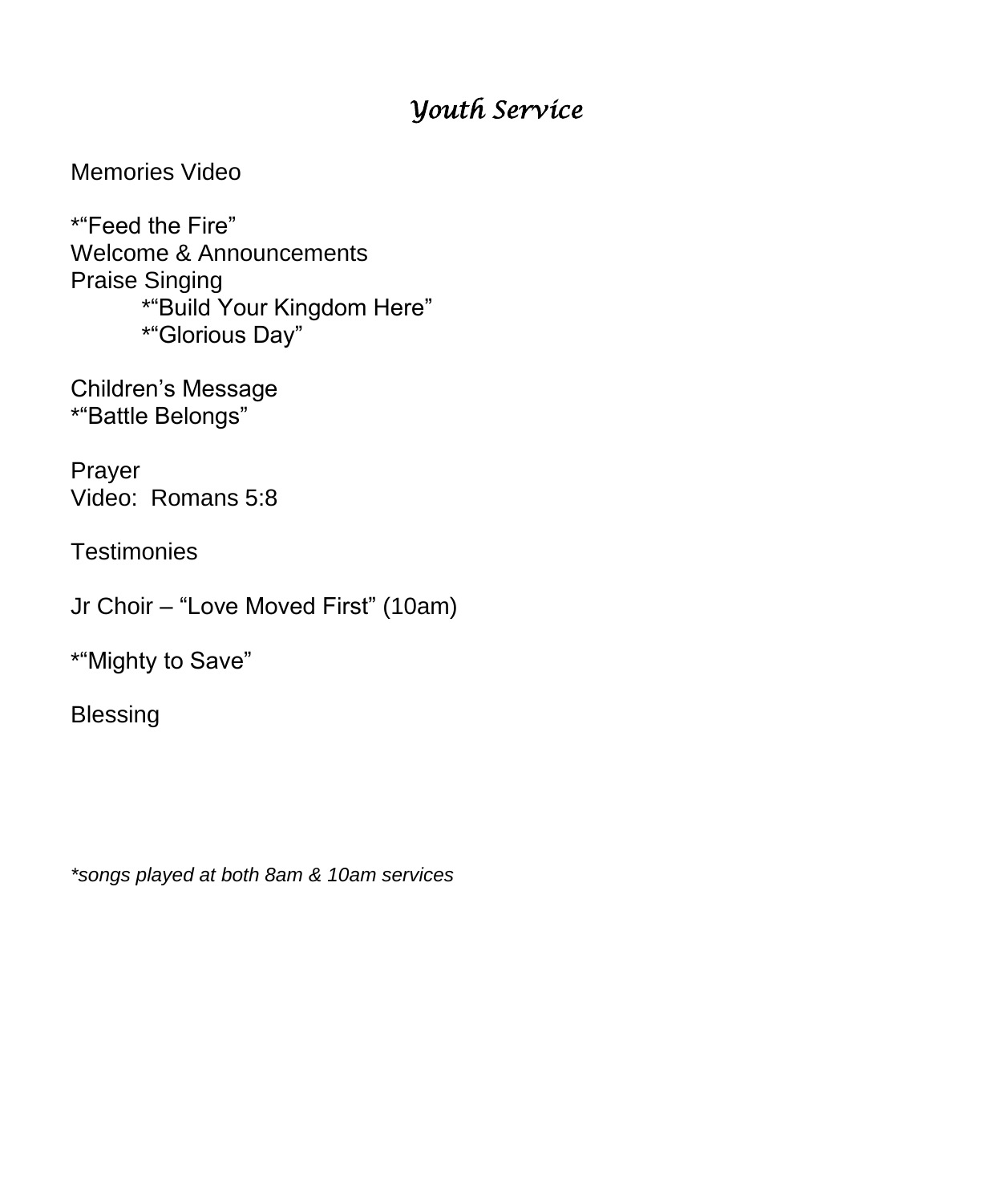# *Youth Service*

Memories Video

*"Feed the Fire"
Welcome & Announcements
Praise Singing
  *"Build Your Kingdom Here"
  *"Glorious Day"

Children's Message
*"Battle Belongs"

Prayer
Video: Romans 5:8

Testimonies

Jr Choir – "Love Moved First" (10am)

*"Mighty to Save"

Blessing

*\*songs played at both 8am & 10am services*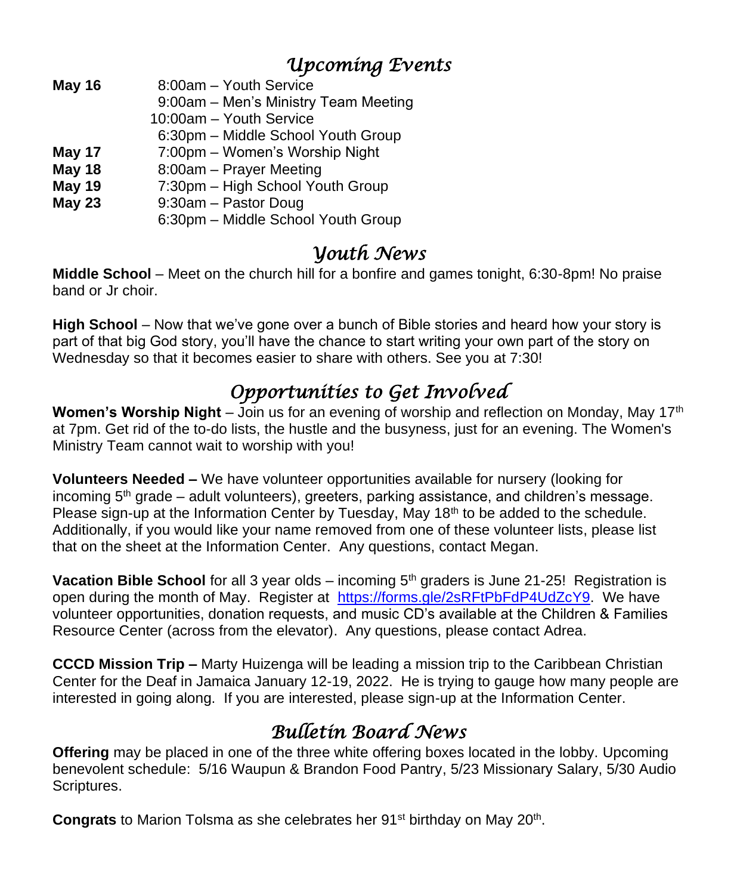## *Upcoming Events*

| | |
|---|---|
| **May 16** | 8:00am – Youth Service |
| | 9:00am – Men's Ministry Team Meeting |
| | 10:00am – Youth Service |
| | 6:30pm – Middle School Youth Group |
| **May 17** | 7:00pm – Women's Worship Night |
| **May 18** | 8:00am – Prayer Meeting |
| **May 19** | 7:30pm – High School Youth Group |
| **May 23** | 9:30am – Pastor Doug |
| | 6:30pm – Middle School Youth Group |

## *Youth News*

**Middle School** – Meet on the church hill for a bonfire and games tonight, 6:30-8pm! No praise band or Jr choir.

**High School** – Now that we've gone over a bunch of Bible stories and heard how your story is part of that big God story, you'll have the chance to start writing your own part of the story on Wednesday so that it becomes easier to share with others. See you at 7:30!

## *Opportunities to Get Involved*

**Women's Worship Night** – Join us for an evening of worship and reflection on Monday, May 17th at 7pm. Get rid of the to-do lists, the hustle and the busyness, just for an evening. The Women's Ministry Team cannot wait to worship with you!

**Volunteers Needed –** We have volunteer opportunities available for nursery (looking for incoming 5th grade – adult volunteers), greeters, parking assistance, and children's message. Please sign-up at the Information Center by Tuesday, May 18th to be added to the schedule. Additionally, if you would like your name removed from one of these volunteer lists, please list that on the sheet at the Information Center. Any questions, contact Megan.

**Vacation Bible School** for all 3 year olds – incoming 5th graders is June 21-25! Registration is open during the month of May. Register at https://forms.gle/2sRFtPbFdP4UdZcY9. We have volunteer opportunities, donation requests, and music CD's available at the Children & Families Resource Center (across from the elevator). Any questions, please contact Adrea.

**CCCD Mission Trip –** Marty Huizenga will be leading a mission trip to the Caribbean Christian Center for the Deaf in Jamaica January 12-19, 2022. He is trying to gauge how many people are interested in going along. If you are interested, please sign-up at the Information Center.

## *Bulletin Board News*

**Offering** may be placed in one of the three white offering boxes located in the lobby. Upcoming benevolent schedule: 5/16 Waupun & Brandon Food Pantry, 5/23 Missionary Salary, 5/30 Audio Scriptures.

**Congrats** to Marion Tolsma as she celebrates her 91st birthday on May 20th.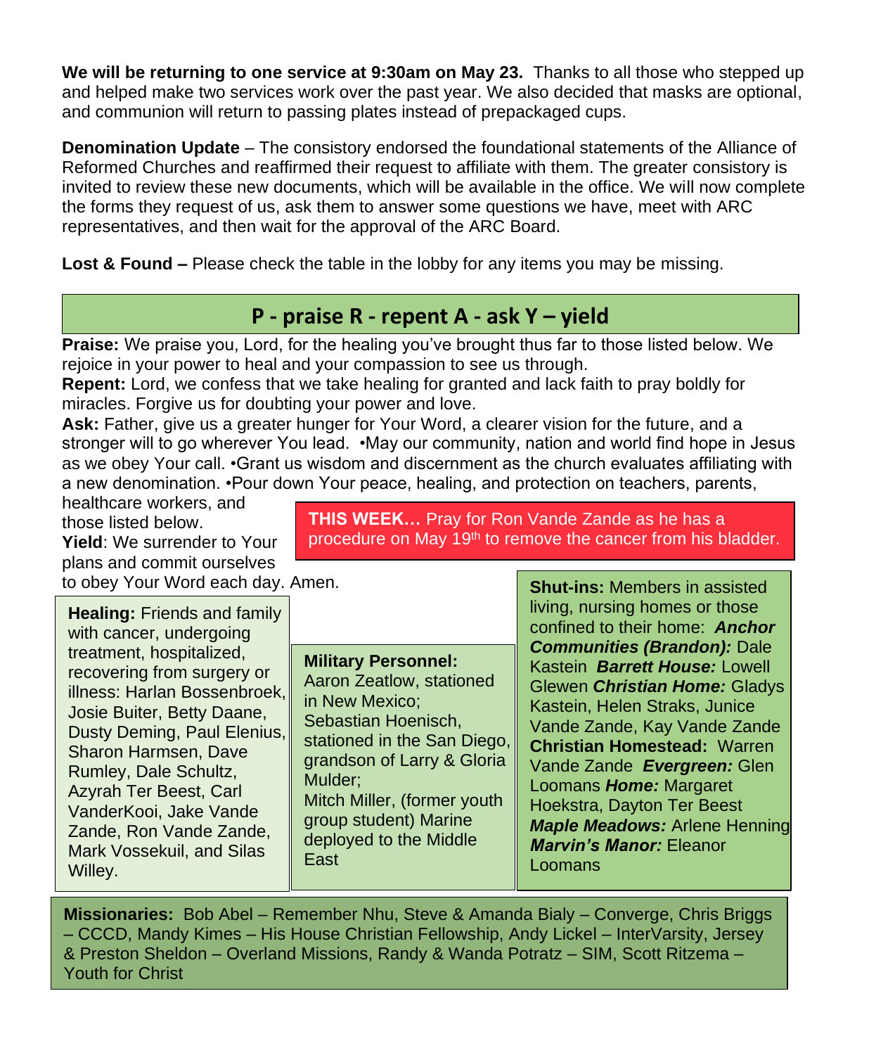**We will be returning to one service at 9:30am on May 23.** Thanks to all those who stepped up and helped make two services work over the past year. We also decided that masks are optional, and communion will return to passing plates instead of prepackaged cups.

**Denomination Update** – The consistory endorsed the foundational statements of the Alliance of Reformed Churches and reaffirmed their request to affiliate with them. The greater consistory is invited to review these new documents, which will be available in the office. We will now complete the forms they request of us, ask them to answer some questions we have, meet with ARC representatives, and then wait for the approval of the ARC Board.

**Lost & Found –** Please check the table in the lobby for any items you may be missing.

## P - praise R - repent A - ask Y – yield

**Praise:** We praise you, Lord, for the healing you've brought thus far to those listed below. We rejoice in your power to heal and your compassion to see us through.

**Repent:** Lord, we confess that we take healing for granted and lack faith to pray boldly for miracles. Forgive us for doubting your power and love.

**Ask:** Father, give us a greater hunger for Your Word, a clearer vision for the future, and a stronger will to go wherever You lead. •May our community, nation and world find hope in Jesus as we obey Your call. •Grant us wisdom and discernment as the church evaluates affiliating with a new denomination. •Pour down Your peace, healing, and protection on teachers, parents, healthcare workers, and those listed below.

**Yield**: We surrender to Your plans and commit ourselves to obey Your Word each day. Amen.

**THIS WEEK…** Pray for Ron Vande Zande as he has a procedure on May 19th to remove the cancer from his bladder.

**Healing:** Friends and family with cancer, undergoing treatment, hospitalized, recovering from surgery or illness: Harlan Bossenbroek, Josie Buiter, Betty Daane, Dusty Deming, Paul Elenius, Sharon Harmsen, Dave Rumley, Dale Schultz, Azyrah Ter Beest, Carl VanderKooi, Jake Vande Zande, Ron Vande Zande, Mark Vossekuil, and Silas Willey.

**Military Personnel:**
Aaron Zeatlow, stationed in New Mexico;
Sebastian Hoenisch, stationed in the San Diego, grandson of Larry & Gloria Mulder;
Mitch Miller, (former youth group student) Marine deployed to the Middle East

**Shut-ins:** Members in assisted living, nursing homes or those confined to their home: ***Anchor Communities (Brandon):*** Dale Kastein ***Barrett House:*** Lowell Glewen ***Christian Home:*** Gladys Kastein, Helen Straks, Junice Vande Zande, Kay Vande Zande **Christian Homestead:** Warren Vande Zande ***Evergreen:*** Glen Loomans ***Home:*** Margaret Hoekstra, Dayton Ter Beest ***Maple Meadows:*** Arlene Henning ***Marvin's Manor:*** Eleanor Loomans

**Missionaries:** Bob Abel – Remember Nhu, Steve & Amanda Bialy – Converge, Chris Briggs – CCCD, Mandy Kimes – His House Christian Fellowship, Andy Lickel – InterVarsity, Jersey & Preston Sheldon – Overland Missions, Randy & Wanda Potratz – SIM, Scott Ritzema – Youth for Christ